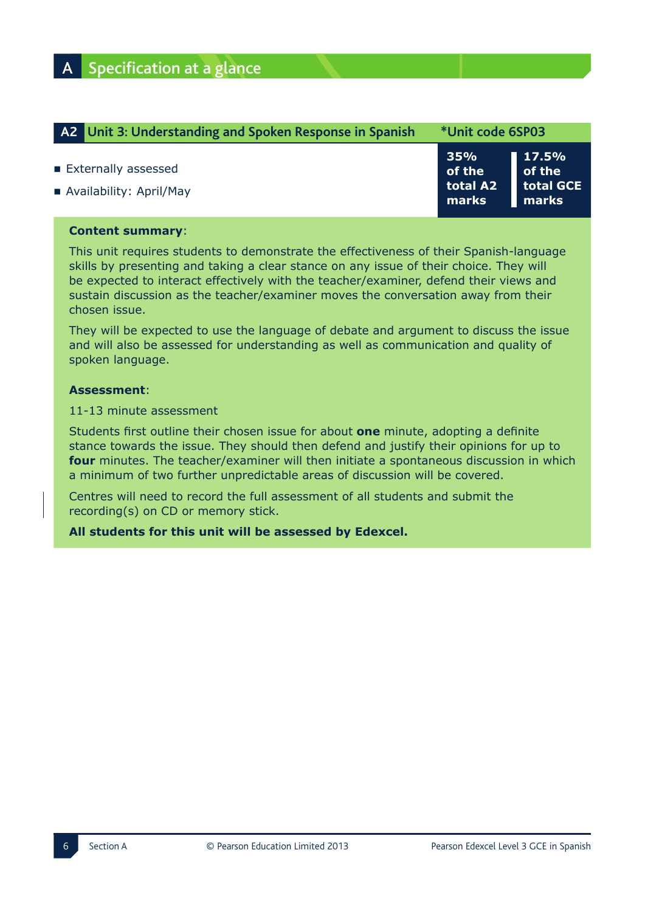# A Specification at a glance

## A2 Unit 3: Understanding and Spoken Response in Spanish *Unit code 6SP03

- Externally assessed
- Availability: April/May

| 35% of the total A2 marks | 17.5% of the total GCE marks |
|---|---|

**Content summary**:

This unit requires students to demonstrate the effectiveness of their Spanish-language skills by presenting and taking a clear stance on any issue of their choice. They will be expected to interact effectively with the teacher/examiner, defend their views and sustain discussion as the teacher/examiner moves the conversation away from their chosen issue.

They will be expected to use the language of debate and argument to discuss the issue and will also be assessed for understanding as well as communication and quality of spoken language.

**Assessment**:

11-13 minute assessment

Students first outline their chosen issue for about **one** minute, adopting a definite stance towards the issue. They should then defend and justify their opinions for up to **four** minutes. The teacher/examiner will then initiate a spontaneous discussion in which a minimum of two further unpredictable areas of discussion will be covered.

Centres will need to record the full assessment of all students and submit the recording(s) on CD or memory stick.

**All students for this unit will be assessed by Edexcel.**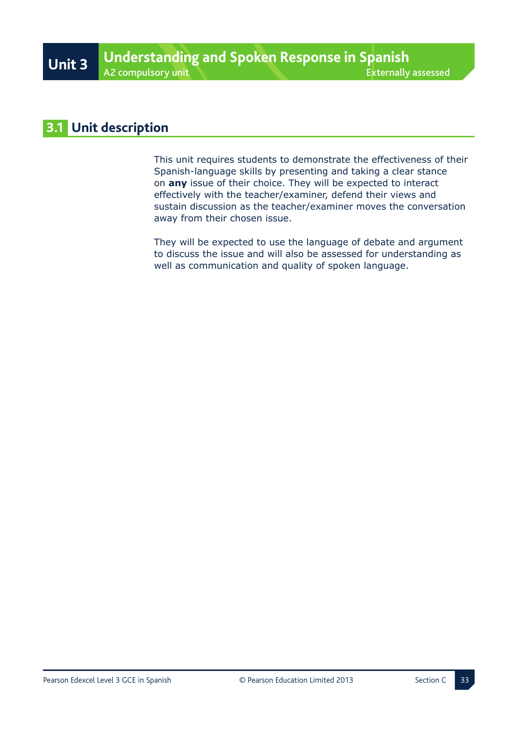# Unit 3 Understanding and Spoken Response in Spanish

A2 compulsory unit

Externally assessed

## 3.1 Unit description

This unit requires students to demonstrate the effectiveness of their Spanish-language skills by presenting and taking a clear stance on **any** issue of their choice. They will be expected to interact effectively with the teacher/examiner, defend their views and sustain discussion as the teacher/examiner moves the conversation away from their chosen issue.

They will be expected to use the language of debate and argument to discuss the issue and will also be assessed for understanding as well as communication and quality of spoken language.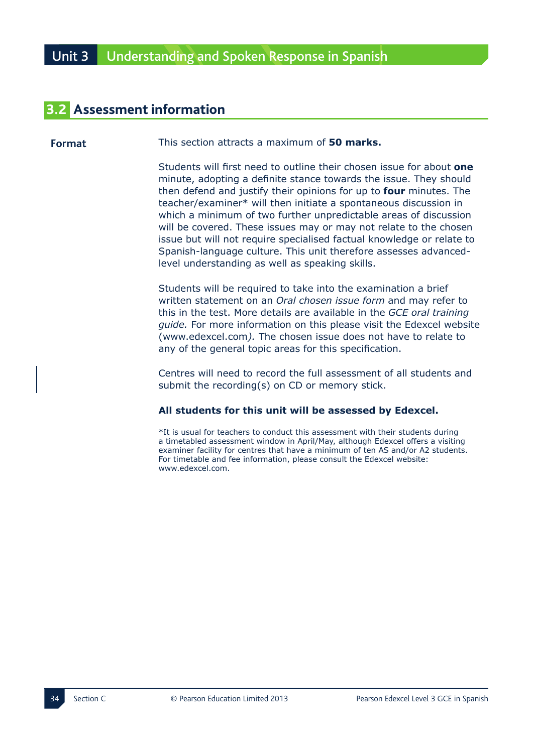## 3.2 Assessment information

**Format**

This section attracts a maximum of **50 marks.**

Students will first need to outline their chosen issue for about **one** minute, adopting a definite stance towards the issue. They should then defend and justify their opinions for up to **four** minutes. The teacher/examiner* will then initiate a spontaneous discussion in which a minimum of two further unpredictable areas of discussion will be covered. These issues may or may not relate to the chosen issue but will not require specialised factual knowledge or relate to Spanish-language culture. This unit therefore assesses advanced-level understanding as well as speaking skills.

Students will be required to take into the examination a brief written statement on an *Oral chosen issue form* and may refer to this in the test. More details are available in the *GCE oral training guide.* For more information on this please visit the Edexcel website (www.edexcel.com*).* The chosen issue does not have to relate to any of the general topic areas for this specification.

Centres will need to record the full assessment of all students and submit the recording(s) on CD or memory stick.

**All students for this unit will be assessed by Edexcel.**

*It is usual for teachers to conduct this assessment with their students during a timetabled assessment window in April/May, although Edexcel offers a visiting examiner facility for centres that have a minimum of ten AS and/or A2 students. For timetable and fee information, please consult the Edexcel website: www.edexcel.com.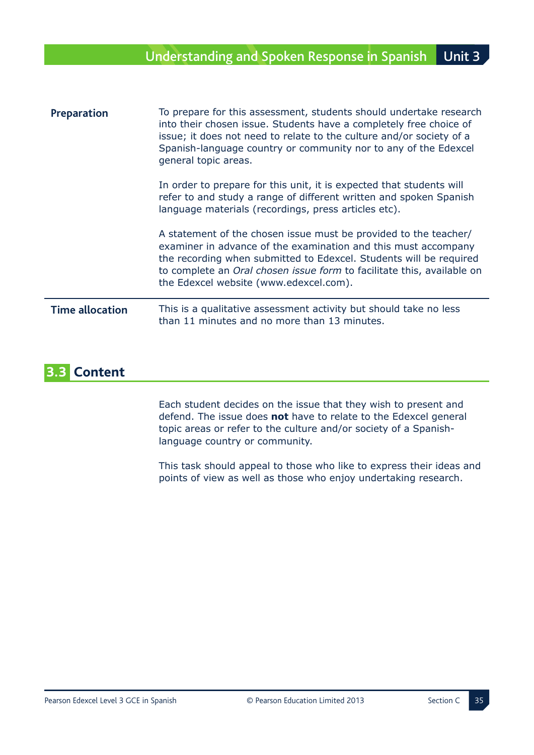| | |
|---|---|
| **Preparation** | To prepare for this assessment, students should undertake research into their chosen issue. Students have a completely free choice of issue; it does not need to relate to the culture and/or society of a Spanish-language country or community nor to any of the Edexcel general topic areas.<br><br>In order to prepare for this unit, it is expected that students will refer to and study a range of different written and spoken Spanish language materials (recordings, press articles etc).<br><br>A statement of the chosen issue must be provided to the teacher/examiner in advance of the examination and this must accompany the recording when submitted to Edexcel. Students will be required to complete an *Oral chosen issue form* to facilitate this, available on the Edexcel website (www.edexcel.com). |
| **Time allocation** | This is a qualitative assessment activity but should take no less than 11 minutes and no more than 13 minutes. |

## 3.3 Content

Each student decides on the issue that they wish to present and defend. The issue does **not** have to relate to the Edexcel general topic areas or refer to the culture and/or society of a Spanish-language country or community.

This task should appeal to those who like to express their ideas and points of view as well as those who enjoy undertaking research.